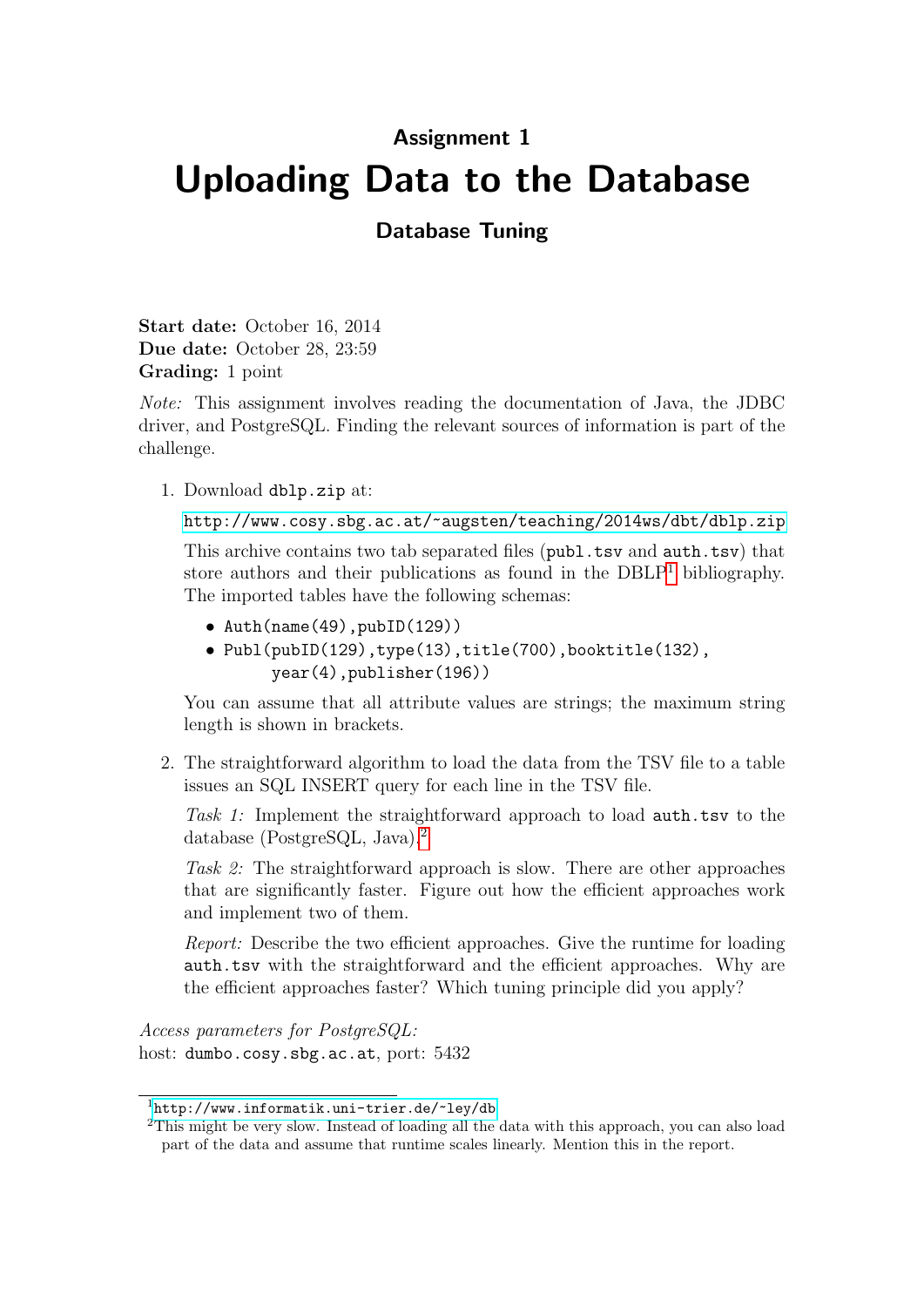## Assignment 1

# Uploading Data to the Database

### Database Tuning

**Start date:** October 16, 2014
**Due date:** October 28, 23:59
**Grading:** 1 point

*Note:* This assignment involves reading the documentation of Java, the JDBC driver, and PostgreSQL. Finding the relevant sources of information is part of the challenge.

1. Download `dblp.zip` at:

   http://www.cosy.sbg.ac.at/~augsten/teaching/2014ws/dbt/dblp.zip

   This archive contains two tab separated files (`publ.tsv` and `auth.tsv`) that store authors and their publications as found in the DBLP[1] bibliography. The imported tables have the following schemas:

   - `Auth(name(49),pubID(129))`
   - `Publ(pubID(129),type(13),title(700),booktitle(132),
     year(4),publisher(196))`

   You can assume that all attribute values are strings; the maximum string length is shown in brackets.

2. The straightforward algorithm to load the data from the TSV file to a table issues an SQL INSERT query for each line in the TSV file.

   *Task 1:* Implement the straightforward approach to load `auth.tsv` to the database (PostgreSQL, Java).[2]

   *Task 2:* The straightforward approach is slow. There are other approaches that are significantly faster. Figure out how the efficient approaches work and implement two of them.

   *Report:* Describe the two efficient approaches. Give the runtime for loading `auth.tsv` with the straightforward and the efficient approaches. Why are the efficient approaches faster? Which tuning principle did you apply?

*Access parameters for PostgreSQL:*
host: `dumbo.cosy.sbg.ac.at`, port: 5432

---

[1] http://www.informatik.uni-trier.de/~ley/db

[2] This might be very slow. Instead of loading all the data with this approach, you can also load part of the data and assume that runtime scales linearly. Mention this in the report.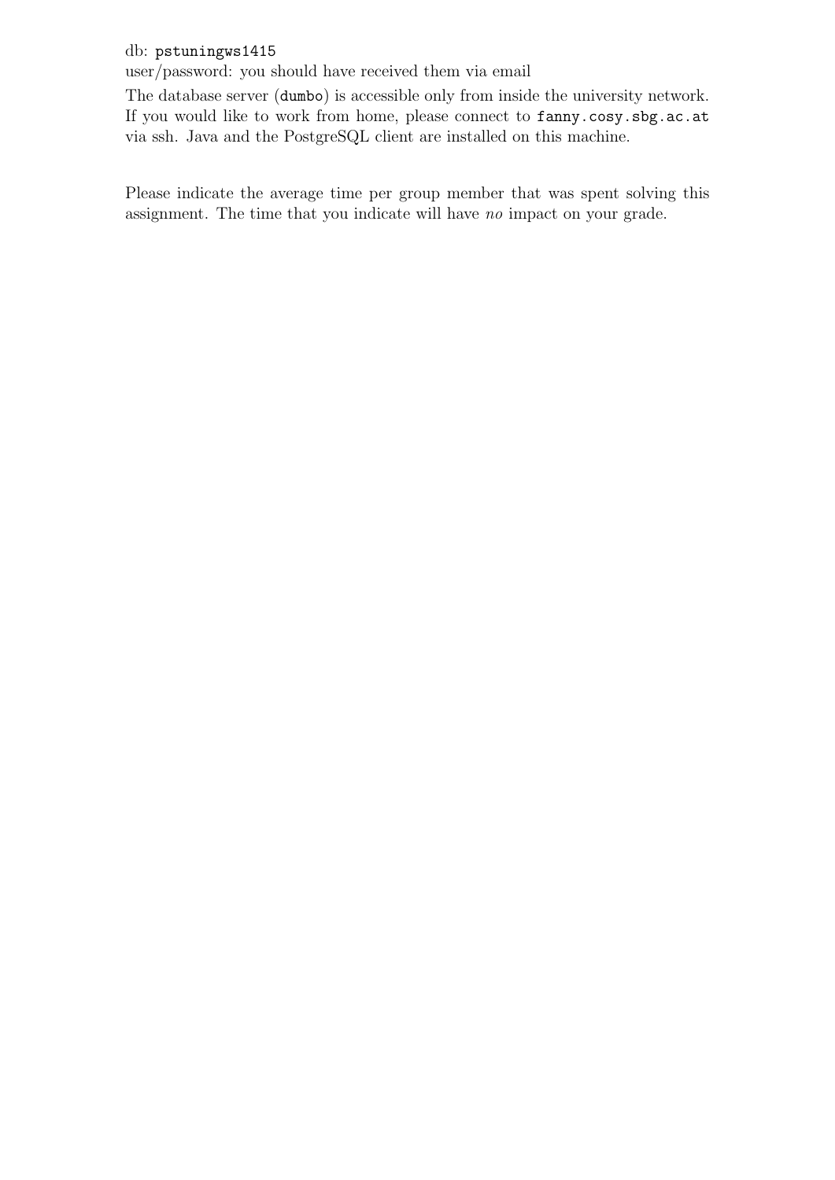db: `pstuningws1415`

user/password: you should have received them via email

The database server (`dumbo`) is accessible only from inside the university network. If you would like to work from home, please connect to `fanny.cosy.sbg.ac.at` via ssh. Java and the PostgreSQL client are installed on this machine.

Please indicate the average time per group member that was spent solving this assignment. The time that you indicate will have *no* impact on your grade.